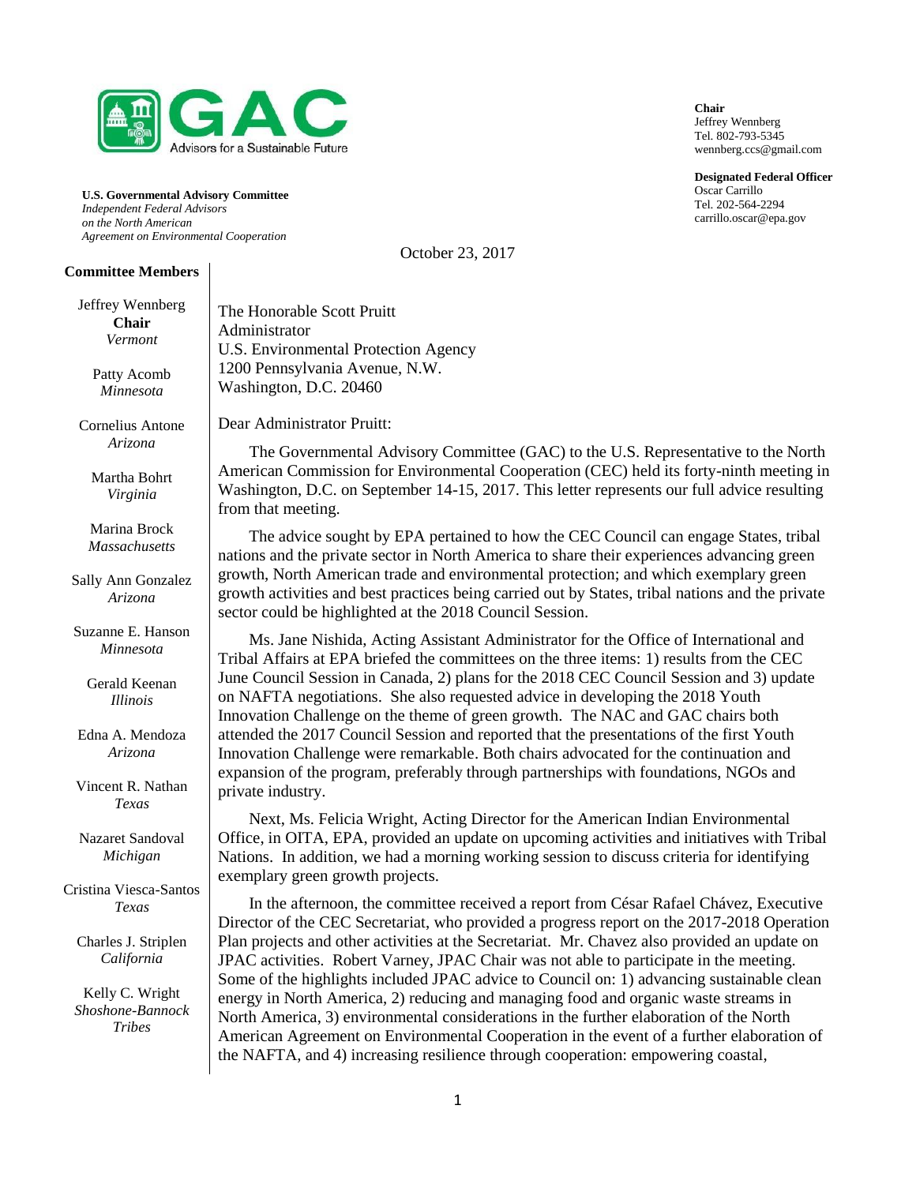**GAC**
Advisors for a Sustainable Future

**U.S. Governmental Advisory Committee**
*Independent Federal Advisors on the North American Agreement on Environmental Cooperation*

**Chair**
Jeffrey Wennberg
Tel. 802-793-5345
wennberg.ccs@gmail.com

**Designated Federal Officer**
Oscar Carrillo
Tel. 202-564-2294
carrillo.oscar@epa.gov

**Committee Members**

Jeffrey Wennberg
**Chair**
*Vermont*

Patty Acomb
*Minnesota*

Cornelius Antone
*Arizona*

Martha Bohrt
*Virginia*

Marina Brock
*Massachusetts*

Sally Ann Gonzalez
*Arizona*

Suzanne E. Hanson
*Minnesota*

Gerald Keenan
*Illinois*

Edna A. Mendoza
*Arizona*

Vincent R. Nathan
*Texas*

Nazaret Sandoval
*Michigan*

Cristina Viesca-Santos
*Texas*

Charles J. Striplen
*California*

Kelly C. Wright
*Shoshone-Bannock Tribes*

October 23, 2017

The Honorable Scott Pruitt
Administrator
U.S. Environmental Protection Agency
1200 Pennsylvania Avenue, N.W.
Washington, D.C. 20460

Dear Administrator Pruitt:

The Governmental Advisory Committee (GAC) to the U.S. Representative to the North American Commission for Environmental Cooperation (CEC) held its forty-ninth meeting in Washington, D.C. on September 14-15, 2017. This letter represents our full advice resulting from that meeting.

The advice sought by EPA pertained to how the CEC Council can engage States, tribal nations and the private sector in North America to share their experiences advancing green growth, North American trade and environmental protection; and which exemplary green growth activities and best practices being carried out by States, tribal nations and the private sector could be highlighted at the 2018 Council Session.

Ms. Jane Nishida, Acting Assistant Administrator for the Office of International and Tribal Affairs at EPA briefed the committees on the three items: 1) results from the CEC June Council Session in Canada, 2) plans for the 2018 CEC Council Session and 3) update on NAFTA negotiations. She also requested advice in developing the 2018 Youth Innovation Challenge on the theme of green growth. The NAC and GAC chairs both attended the 2017 Council Session and reported that the presentations of the first Youth Innovation Challenge were remarkable. Both chairs advocated for the continuation and expansion of the program, preferably through partnerships with foundations, NGOs and private industry.

Next, Ms. Felicia Wright, Acting Director for the American Indian Environmental Office, in OITA, EPA, provided an update on upcoming activities and initiatives with Tribal Nations. In addition, we had a morning working session to discuss criteria for identifying exemplary green growth projects.

In the afternoon, the committee received a report from César Rafael Chávez, Executive Director of the CEC Secretariat, who provided a progress report on the 2017-2018 Operation Plan projects and other activities at the Secretariat. Mr. Chavez also provided an update on JPAC activities. Robert Varney, JPAC Chair was not able to participate in the meeting. Some of the highlights included JPAC advice to Council on: 1) advancing sustainable clean energy in North America, 2) reducing and managing food and organic waste streams in North America, 3) environmental considerations in the further elaboration of the North American Agreement on Environmental Cooperation in the event of a further elaboration of the NAFTA, and 4) increasing resilience through cooperation: empowering coastal,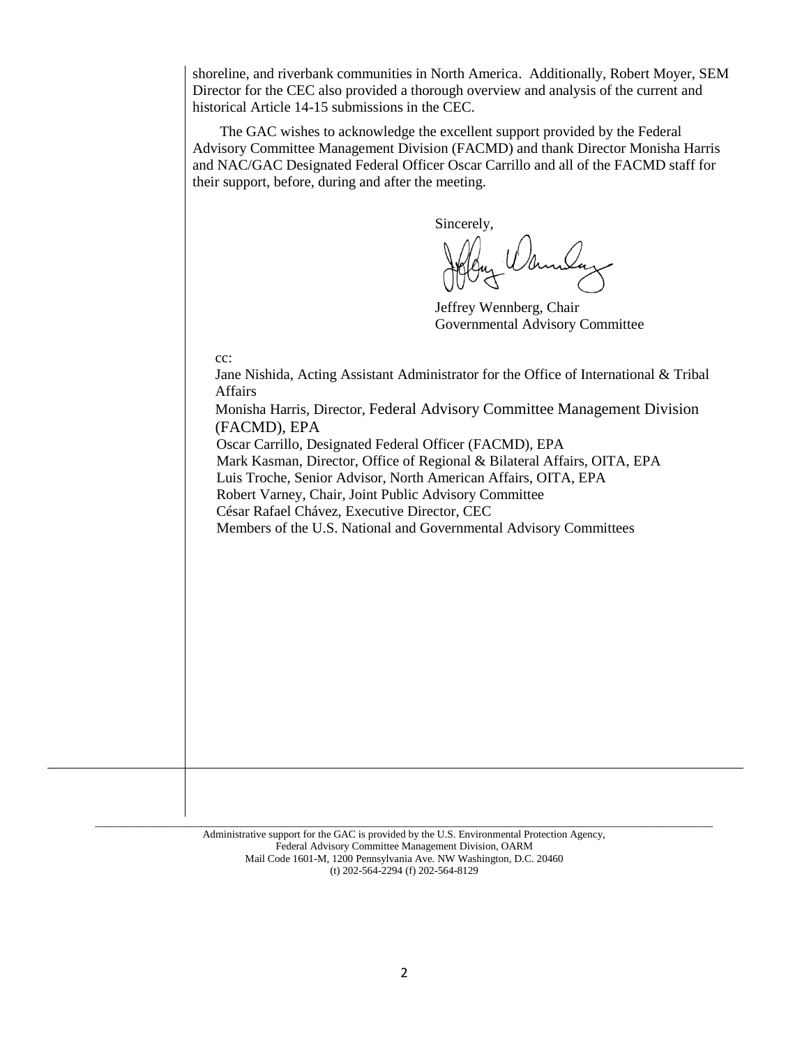shoreline, and riverbank communities in North America. Additionally, Robert Moyer, SEM Director for the CEC also provided a thorough overview and analysis of the current and historical Article 14-15 submissions in the CEC.

The GAC wishes to acknowledge the excellent support provided by the Federal Advisory Committee Management Division (FACMD) and thank Director Monisha Harris and NAC/GAC Designated Federal Officer Oscar Carrillo and all of the FACMD staff for their support, before, during and after the meeting.

Sincerely,

Jeffrey Wennberg, Chair
Governmental Advisory Committee

cc:
Jane Nishida, Acting Assistant Administrator for the Office of International & Tribal Affairs
Monisha Harris, Director, Federal Advisory Committee Management Division (FACMD), EPA
Oscar Carrillo, Designated Federal Officer (FACMD), EPA
Mark Kasman, Director, Office of Regional & Bilateral Affairs, OITA, EPA
Luis Troche, Senior Advisor, North American Affairs, OITA, EPA
Robert Varney, Chair, Joint Public Advisory Committee
César Rafael Chávez, Executive Director, CEC
Members of the U.S. National and Governmental Advisory Committees

Administrative support for the GAC is provided by the U.S. Environmental Protection Agency,
Federal Advisory Committee Management Division, OARM
Mail Code 1601-M, 1200 Pennsylvania Ave. NW Washington, D.C. 20460
(t) 202-564-2294 (f) 202-564-8129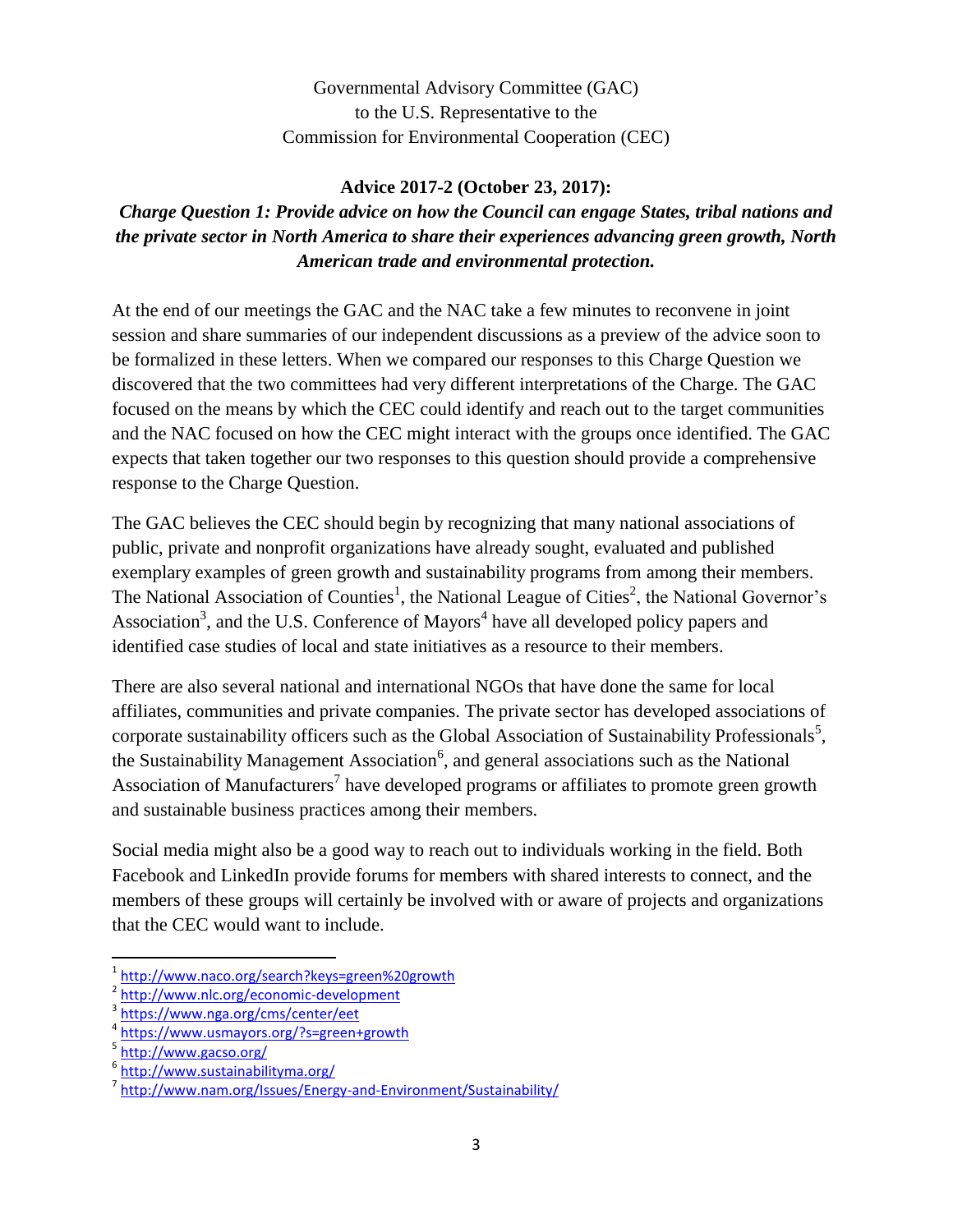Governmental Advisory Committee (GAC)
to the U.S. Representative to the
Commission for Environmental Cooperation (CEC)

**Advice 2017-2 (October 23, 2017):**

***Charge Question 1: Provide advice on how the Council can engage States, tribal nations and the private sector in North America to share their experiences advancing green growth, North American trade and environmental protection.***

At the end of our meetings the GAC and the NAC take a few minutes to reconvene in joint session and share summaries of our independent discussions as a preview of the advice soon to be formalized in these letters. When we compared our responses to this Charge Question we discovered that the two committees had very different interpretations of the Charge. The GAC focused on the means by which the CEC could identify and reach out to the target communities and the NAC focused on how the CEC might interact with the groups once identified. The GAC expects that taken together our two responses to this question should provide a comprehensive response to the Charge Question.

The GAC believes the CEC should begin by recognizing that many national associations of public, private and nonprofit organizations have already sought, evaluated and published exemplary examples of green growth and sustainability programs from among their members. The National Association of Counties[1], the National League of Cities[2], the National Governor's Association[3], and the U.S. Conference of Mayors[4] have all developed policy papers and identified case studies of local and state initiatives as a resource to their members.

There are also several national and international NGOs that have done the same for local affiliates, communities and private companies. The private sector has developed associations of corporate sustainability officers such as the Global Association of Sustainability Professionals[5], the Sustainability Management Association[6], and general associations such as the National Association of Manufacturers[7] have developed programs or affiliates to promote green growth and sustainable business practices among their members.

Social media might also be a good way to reach out to individuals working in the field. Both Facebook and LinkedIn provide forums for members with shared interests to connect, and the members of these groups will certainly be involved with or aware of projects and organizations that the CEC would want to include.

---

[1] http://www.naco.org/search?keys=green%20growth

[2] http://www.nlc.org/economic-development

[3] https://www.nga.org/cms/center/eet

[4] https://www.usmayors.org/?s=green+growth

[5] http://www.gacso.org/

[6] http://www.sustainabilityma.org/

[7] http://www.nam.org/Issues/Energy-and-Environment/Sustainability/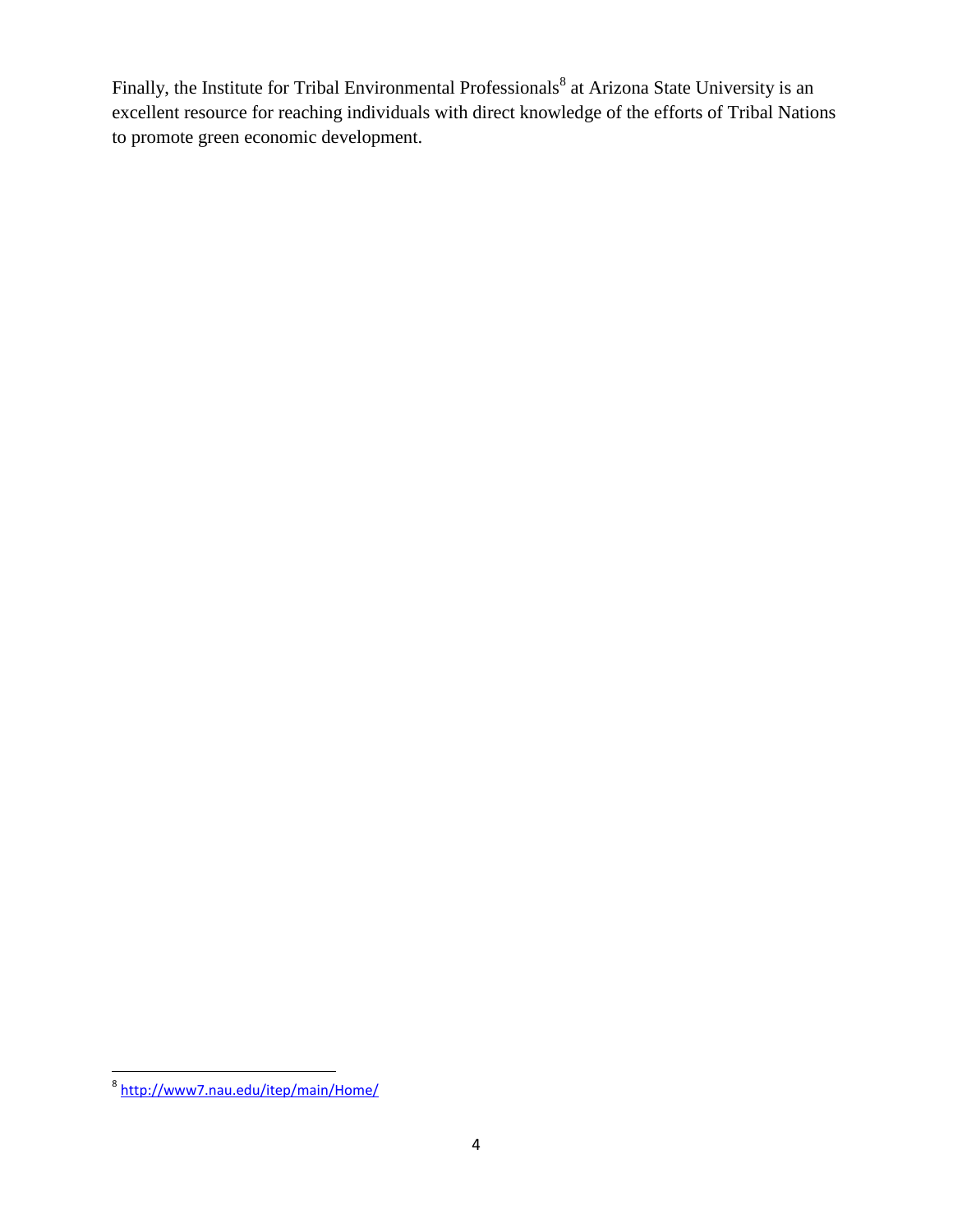Finally, the Institute for Tribal Environmental Professionals[8] at Arizona State University is an excellent resource for reaching individuals with direct knowledge of the efforts of Tribal Nations to promote green economic development.

[8] http://www7.nau.edu/itep/main/Home/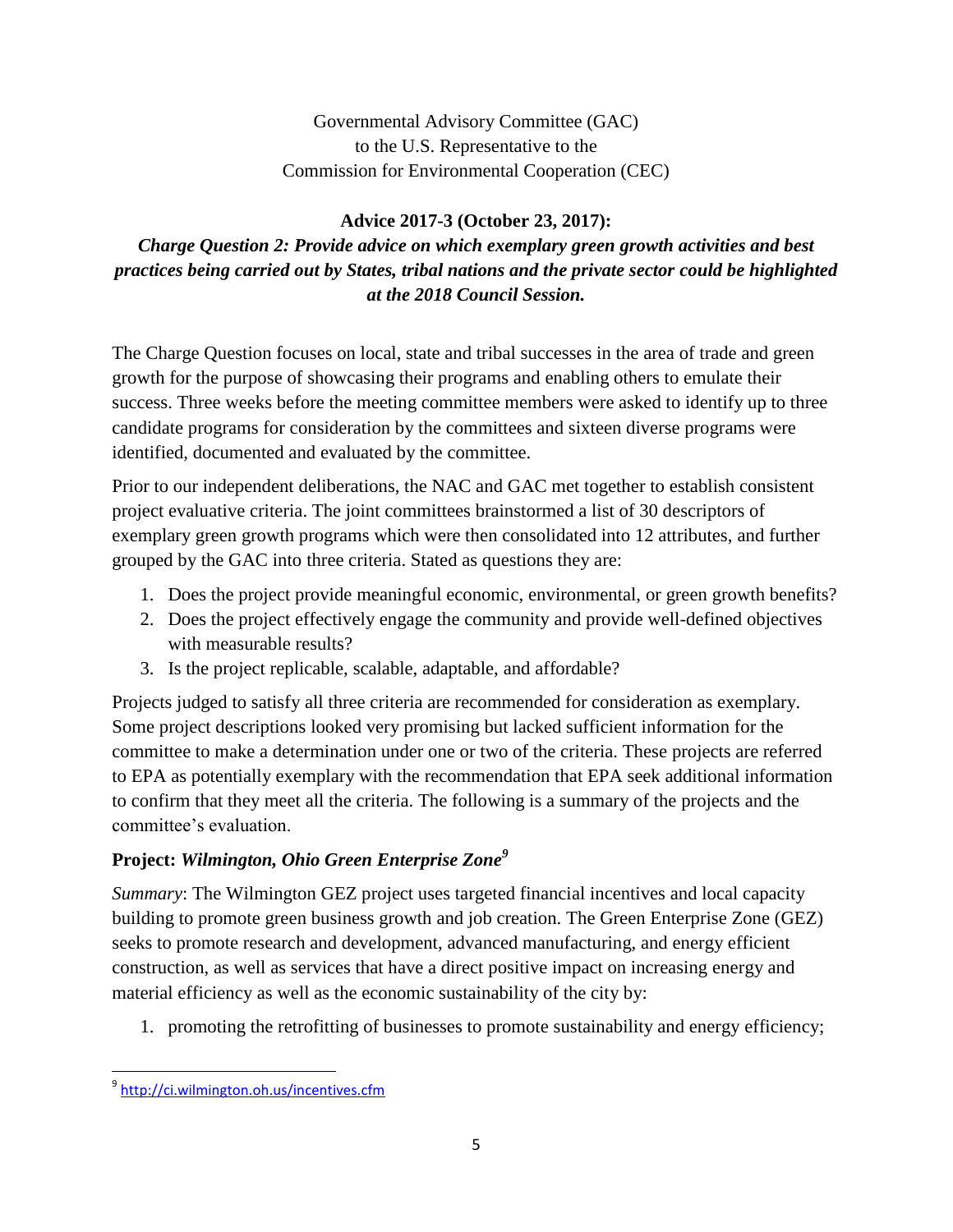Governmental Advisory Committee (GAC)
to the U.S. Representative to the
Commission for Environmental Cooperation (CEC)

**Advice 2017-3 (October 23, 2017):**

***Charge Question 2: Provide advice on which exemplary green growth activities and best practices being carried out by States, tribal nations and the private sector could be highlighted at the 2018 Council Session.***

The Charge Question focuses on local, state and tribal successes in the area of trade and green growth for the purpose of showcasing their programs and enabling others to emulate their success. Three weeks before the meeting committee members were asked to identify up to three candidate programs for consideration by the committees and sixteen diverse programs were identified, documented and evaluated by the committee.

Prior to our independent deliberations, the NAC and GAC met together to establish consistent project evaluative criteria. The joint committees brainstormed a list of 30 descriptors of exemplary green growth programs which were then consolidated into 12 attributes, and further grouped by the GAC into three criteria. Stated as questions they are:

1. Does the project provide meaningful economic, environmental, or green growth benefits?
2. Does the project effectively engage the community and provide well-defined objectives with measurable results?
3. Is the project replicable, scalable, adaptable, and affordable?

Projects judged to satisfy all three criteria are recommended for consideration as exemplary. Some project descriptions looked very promising but lacked sufficient information for the committee to make a determination under one or two of the criteria. These projects are referred to EPA as potentially exemplary with the recommendation that EPA seek additional information to confirm that they meet all the criteria. The following is a summary of the projects and the committee's evaluation.

**Project: *Wilmington, Ohio Green Enterprise Zone*[9]**

*Summary*: The Wilmington GEZ project uses targeted financial incentives and local capacity building to promote green business growth and job creation. The Green Enterprise Zone (GEZ) seeks to promote research and development, advanced manufacturing, and energy efficient construction, as well as services that have a direct positive impact on increasing energy and material efficiency as well as the economic sustainability of the city by:

1. promoting the retrofitting of businesses to promote sustainability and energy efficiency;

[9] http://ci.wilmington.oh.us/incentives.cfm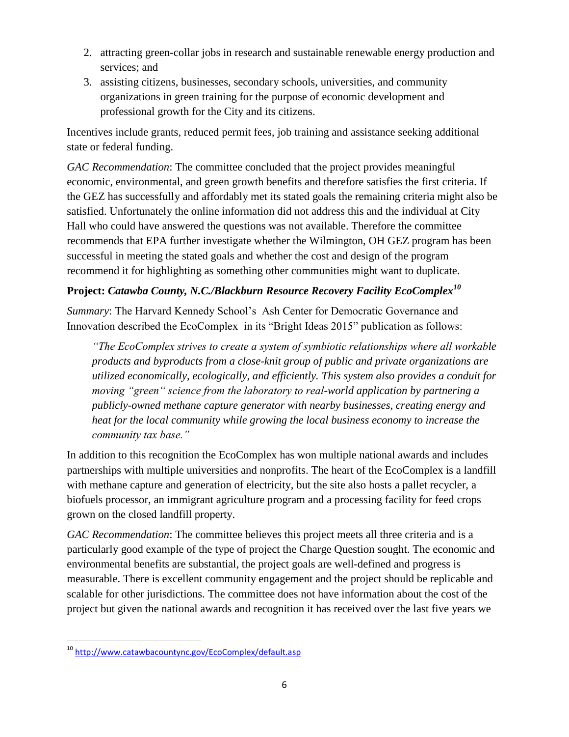2. attracting green-collar jobs in research and sustainable renewable energy production and services; and
3. assisting citizens, businesses, secondary schools, universities, and community organizations in green training for the purpose of economic development and professional growth for the City and its citizens.

Incentives include grants, reduced permit fees, job training and assistance seeking additional state or federal funding.

*GAC Recommendation*: The committee concluded that the project provides meaningful economic, environmental, and green growth benefits and therefore satisfies the first criteria. If the GEZ has successfully and affordably met its stated goals the remaining criteria might also be satisfied. Unfortunately the online information did not address this and the individual at City Hall who could have answered the questions was not available. Therefore the committee recommends that EPA further investigate whether the Wilmington, OH GEZ program has been successful in meeting the stated goals and whether the cost and design of the program recommend it for highlighting as something other communities might want to duplicate.

**Project: *Catawba County, N.C./Blackburn Resource Recovery Facility EcoComplex*[10]**

*Summary*: The Harvard Kennedy School's Ash Center for Democratic Governance and Innovation described the EcoComplex in its "Bright Ideas 2015" publication as follows:

> *"The EcoComplex strives to create a system of symbiotic relationships where all workable products and byproducts from a close-knit group of public and private organizations are utilized economically, ecologically, and efficiently. This system also provides a conduit for moving "green" science from the laboratory to real-world application by partnering a publicly-owned methane capture generator with nearby businesses, creating energy and heat for the local community while growing the local business economy to increase the community tax base."*

In addition to this recognition the EcoComplex has won multiple national awards and includes partnerships with multiple universities and nonprofits. The heart of the EcoComplex is a landfill with methane capture and generation of electricity, but the site also hosts a pallet recycler, a biofuels processor, an immigrant agriculture program and a processing facility for feed crops grown on the closed landfill property.

*GAC Recommendation*: The committee believes this project meets all three criteria and is a particularly good example of the type of project the Charge Question sought. The economic and environmental benefits are substantial, the project goals are well-defined and progress is measurable. There is excellent community engagement and the project should be replicable and scalable for other jurisdictions. The committee does not have information about the cost of the project but given the national awards and recognition it has received over the last five years we

---

[10] http://www.catawbacountync.gov/EcoComplex/default.asp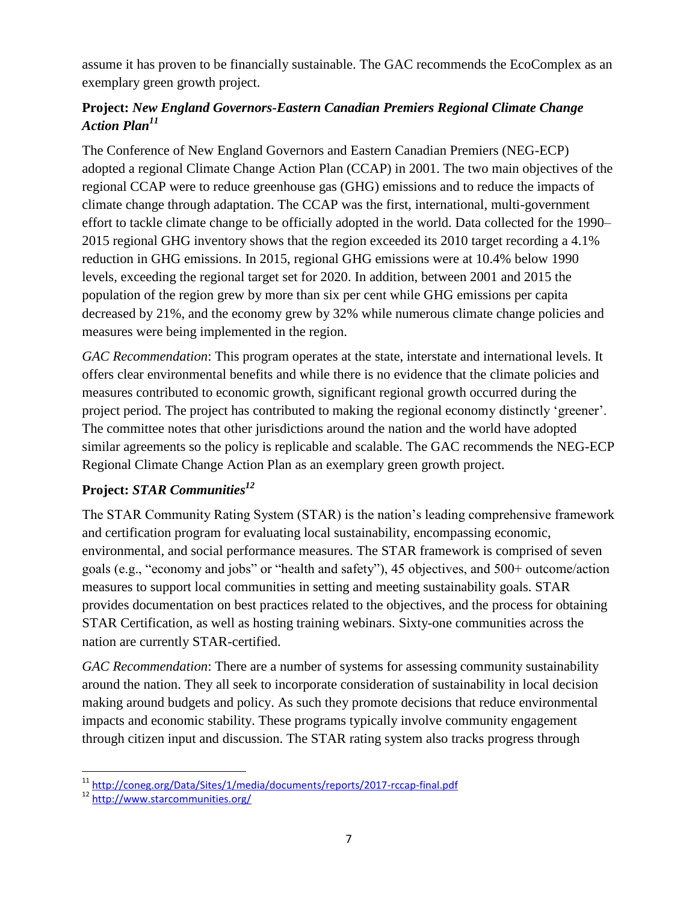assume it has proven to be financially sustainable. The GAC recommends the EcoComplex as an exemplary green growth project.

### Project: *New England Governors-Eastern Canadian Premiers Regional Climate Change Action Plan*[11]

The Conference of New England Governors and Eastern Canadian Premiers (NEG-ECP) adopted a regional Climate Change Action Plan (CCAP) in 2001. The two main objectives of the regional CCAP were to reduce greenhouse gas (GHG) emissions and to reduce the impacts of climate change through adaptation. The CCAP was the first, international, multi-government effort to tackle climate change to be officially adopted in the world. Data collected for the 1990–2015 regional GHG inventory shows that the region exceeded its 2010 target recording a 4.1% reduction in GHG emissions. In 2015, regional GHG emissions were at 10.4% below 1990 levels, exceeding the regional target set for 2020. In addition, between 2001 and 2015 the population of the region grew by more than six per cent while GHG emissions per capita decreased by 21%, and the economy grew by 32% while numerous climate change policies and measures were being implemented in the region.

*GAC Recommendation*: This program operates at the state, interstate and international levels. It offers clear environmental benefits and while there is no evidence that the climate policies and measures contributed to economic growth, significant regional growth occurred during the project period. The project has contributed to making the regional economy distinctly 'greener'. The committee notes that other jurisdictions around the nation and the world have adopted similar agreements so the policy is replicable and scalable. The GAC recommends the NEG-ECP Regional Climate Change Action Plan as an exemplary green growth project.

### Project: *STAR Communities*[12]

The STAR Community Rating System (STAR) is the nation's leading comprehensive framework and certification program for evaluating local sustainability, encompassing economic, environmental, and social performance measures. The STAR framework is comprised of seven goals (e.g., "economy and jobs" or "health and safety"), 45 objectives, and 500+ outcome/action measures to support local communities in setting and meeting sustainability goals. STAR provides documentation on best practices related to the objectives, and the process for obtaining STAR Certification, as well as hosting training webinars. Sixty-one communities across the nation are currently STAR-certified.

*GAC Recommendation*: There are a number of systems for assessing community sustainability around the nation. They all seek to incorporate consideration of sustainability in local decision making around budgets and policy. As such they promote decisions that reduce environmental impacts and economic stability. These programs typically involve community engagement through citizen input and discussion. The STAR rating system also tracks progress through

---

[11] http://coneg.org/Data/Sites/1/media/documents/reports/2017-rccap-final.pdf

[12] http://www.starcommunities.org/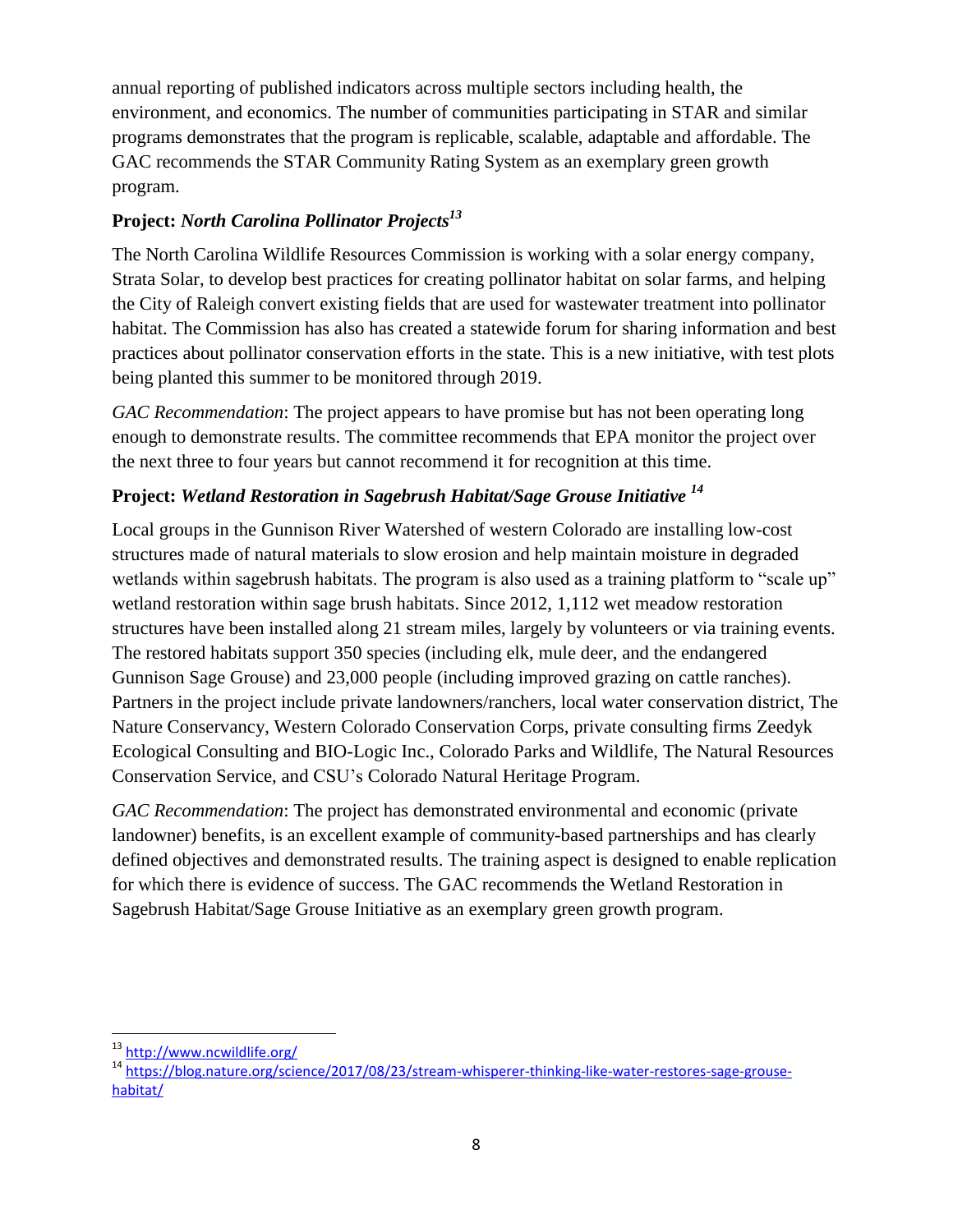annual reporting of published indicators across multiple sectors including health, the environment, and economics. The number of communities participating in STAR and similar programs demonstrates that the program is replicable, scalable, adaptable and affordable. The GAC recommends the STAR Community Rating System as an exemplary green growth program.

**Project:** ***North Carolina Pollinator Projects***[13]

The North Carolina Wildlife Resources Commission is working with a solar energy company, Strata Solar, to develop best practices for creating pollinator habitat on solar farms, and helping the City of Raleigh convert existing fields that are used for wastewater treatment into pollinator habitat. The Commission has also has created a statewide forum for sharing information and best practices about pollinator conservation efforts in the state. This is a new initiative, with test plots being planted this summer to be monitored through 2019.

*GAC Recommendation*: The project appears to have promise but has not been operating long enough to demonstrate results. The committee recommends that EPA monitor the project over the next three to four years but cannot recommend it for recognition at this time.

**Project:** ***Wetland Restoration in Sagebrush Habitat/Sage Grouse Initiative*** [14]

Local groups in the Gunnison River Watershed of western Colorado are installing low-cost structures made of natural materials to slow erosion and help maintain moisture in degraded wetlands within sagebrush habitats. The program is also used as a training platform to "scale up" wetland restoration within sage brush habitats. Since 2012, 1,112 wet meadow restoration structures have been installed along 21 stream miles, largely by volunteers or via training events. The restored habitats support 350 species (including elk, mule deer, and the endangered Gunnison Sage Grouse) and 23,000 people (including improved grazing on cattle ranches). Partners in the project include private landowners/ranchers, local water conservation district, The Nature Conservancy, Western Colorado Conservation Corps, private consulting firms Zeedyk Ecological Consulting and BIO-Logic Inc., Colorado Parks and Wildlife, The Natural Resources Conservation Service, and CSU's Colorado Natural Heritage Program.

*GAC Recommendation*: The project has demonstrated environmental and economic (private landowner) benefits, is an excellent example of community-based partnerships and has clearly defined objectives and demonstrated results. The training aspect is designed to enable replication for which there is evidence of success. The GAC recommends the Wetland Restoration in Sagebrush Habitat/Sage Grouse Initiative as an exemplary green growth program.

---

[13] http://www.ncwildlife.org/

[14] https://blog.nature.org/science/2017/08/23/stream-whisperer-thinking-like-water-restores-sage-grouse-habitat/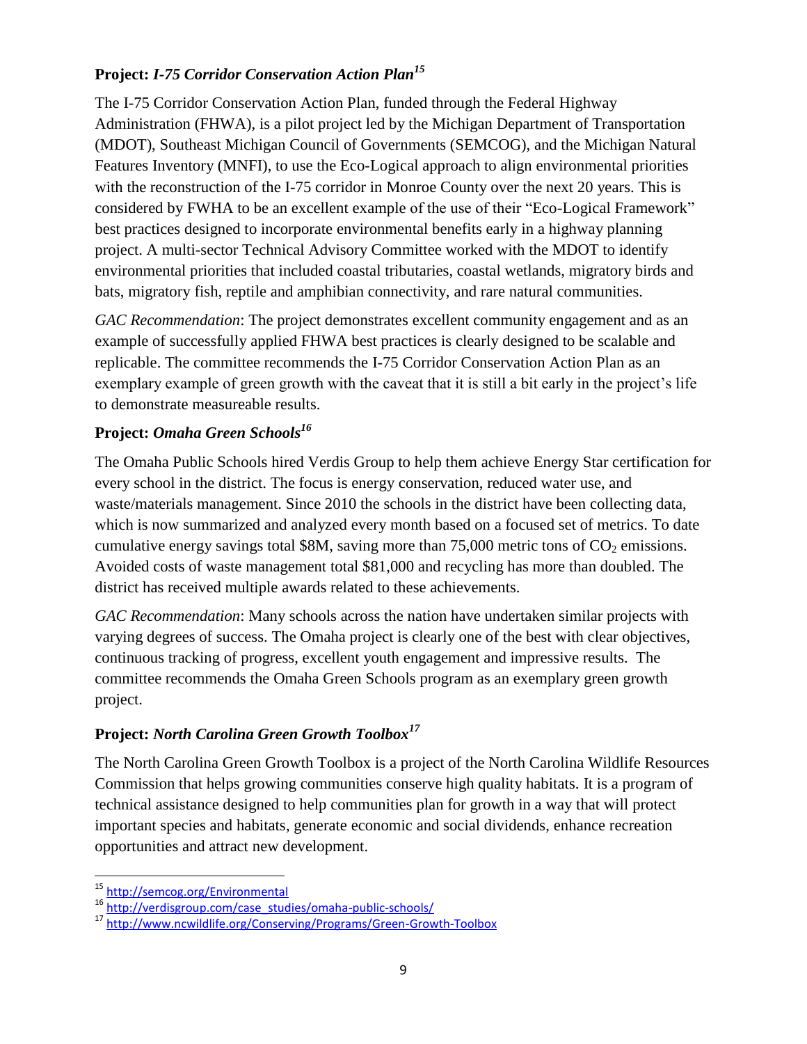**Project:** ***I-75 Corridor Conservation Action Plan***[15]

The I-75 Corridor Conservation Action Plan, funded through the Federal Highway Administration (FHWA), is a pilot project led by the Michigan Department of Transportation (MDOT), Southeast Michigan Council of Governments (SEMCOG), and the Michigan Natural Features Inventory (MNFI), to use the Eco-Logical approach to align environmental priorities with the reconstruction of the I-75 corridor in Monroe County over the next 20 years. This is considered by FWHA to be an excellent example of the use of their "Eco-Logical Framework" best practices designed to incorporate environmental benefits early in a highway planning project. A multi-sector Technical Advisory Committee worked with the MDOT to identify environmental priorities that included coastal tributaries, coastal wetlands, migratory birds and bats, migratory fish, reptile and amphibian connectivity, and rare natural communities.

*GAC Recommendation*: The project demonstrates excellent community engagement and as an example of successfully applied FHWA best practices is clearly designed to be scalable and replicable. The committee recommends the I-75 Corridor Conservation Action Plan as an exemplary example of green growth with the caveat that it is still a bit early in the project's life to demonstrate measureable results.

**Project:** ***Omaha Green Schools***[16]

The Omaha Public Schools hired Verdis Group to help them achieve Energy Star certification for every school in the district. The focus is energy conservation, reduced water use, and waste/materials management. Since 2010 the schools in the district have been collecting data, which is now summarized and analyzed every month based on a focused set of metrics. To date cumulative energy savings total $8M, saving more than 75,000 metric tons of $CO_2$ emissions. Avoided costs of waste management total $81,000 and recycling has more than doubled. The district has received multiple awards related to these achievements.

*GAC Recommendation*: Many schools across the nation have undertaken similar projects with varying degrees of success. The Omaha project is clearly one of the best with clear objectives, continuous tracking of progress, excellent youth engagement and impressive results. The committee recommends the Omaha Green Schools program as an exemplary green growth project.

**Project:** ***North Carolina Green Growth Toolbox***[17]

The North Carolina Green Growth Toolbox is a project of the North Carolina Wildlife Resources Commission that helps growing communities conserve high quality habitats. It is a program of technical assistance designed to help communities plan for growth in a way that will protect important species and habitats, generate economic and social dividends, enhance recreation opportunities and attract new development.

---

[15] http://semcog.org/Environmental

[16] http://verdisgroup.com/case_studies/omaha-public-schools/

[17] http://www.ncwildlife.org/Conserving/Programs/Green-Growth-Toolbox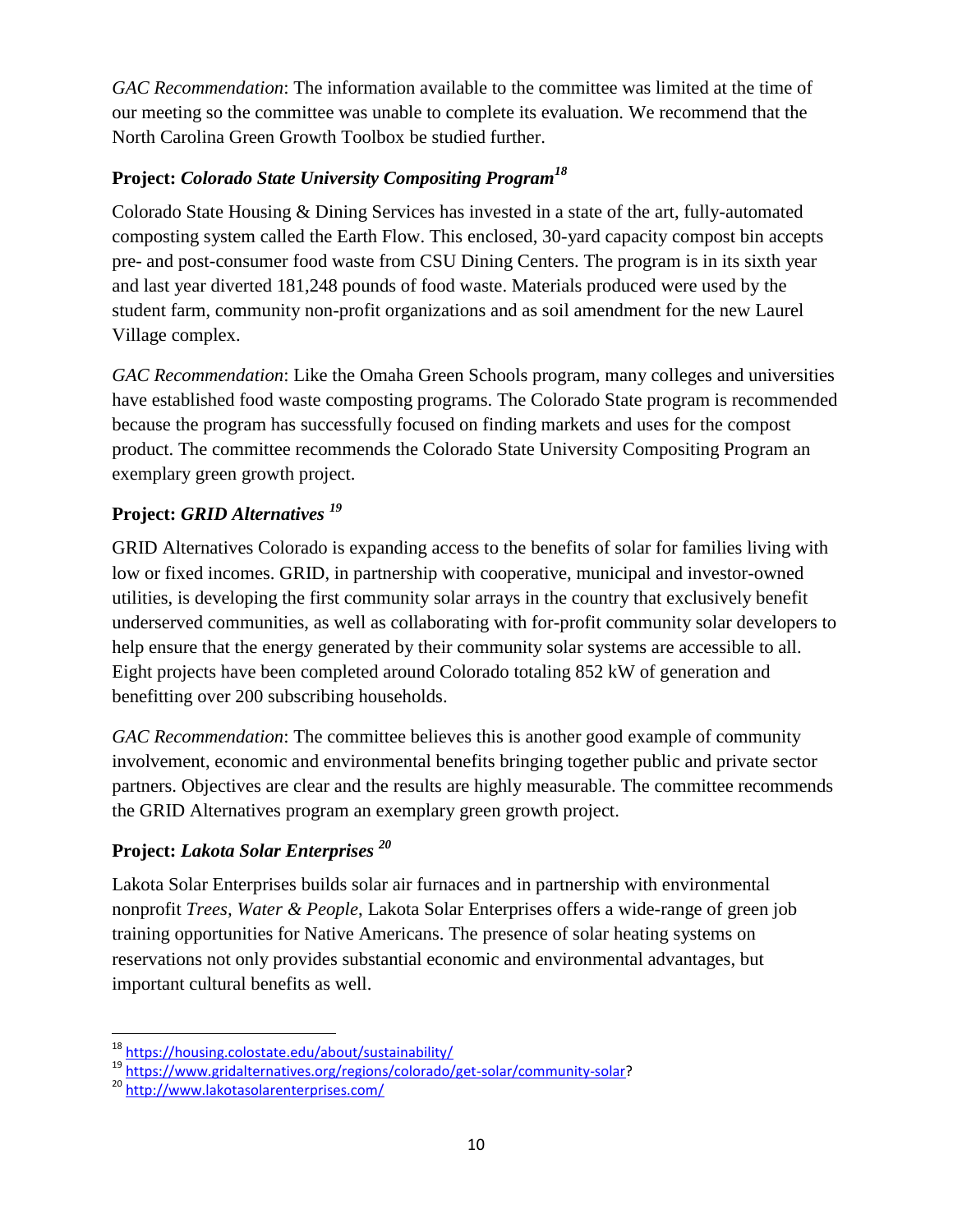*GAC Recommendation*: The information available to the committee was limited at the time of our meeting so the committee was unable to complete its evaluation. We recommend that the North Carolina Green Growth Toolbox be studied further.

**Project: *Colorado State University Compositing Program*[18]**

Colorado State Housing & Dining Services has invested in a state of the art, fully-automated composting system called the Earth Flow. This enclosed, 30-yard capacity compost bin accepts pre- and post-consumer food waste from CSU Dining Centers. The program is in its sixth year and last year diverted 181,248 pounds of food waste. Materials produced were used by the student farm, community non-profit organizations and as soil amendment for the new Laurel Village complex.

*GAC Recommendation*: Like the Omaha Green Schools program, many colleges and universities have established food waste composting programs. The Colorado State program is recommended because the program has successfully focused on finding markets and uses for the compost product. The committee recommends the Colorado State University Compositing Program an exemplary green growth project.

**Project: *GRID Alternatives* [19]**

GRID Alternatives Colorado is expanding access to the benefits of solar for families living with low or fixed incomes. GRID, in partnership with cooperative, municipal and investor-owned utilities, is developing the first community solar arrays in the country that exclusively benefit underserved communities, as well as collaborating with for-profit community solar developers to help ensure that the energy generated by their community solar systems are accessible to all. Eight projects have been completed around Colorado totaling 852 kW of generation and benefitting over 200 subscribing households.

*GAC Recommendation*: The committee believes this is another good example of community involvement, economic and environmental benefits bringing together public and private sector partners. Objectives are clear and the results are highly measurable. The committee recommends the GRID Alternatives program an exemplary green growth project.

**Project: *Lakota Solar Enterprises* [20]**

Lakota Solar Enterprises builds solar air furnaces and in partnership with environmental nonprofit *Trees, Water & People*, Lakota Solar Enterprises offers a wide-range of green job training opportunities for Native Americans. The presence of solar heating systems on reservations not only provides substantial economic and environmental advantages, but important cultural benefits as well.

---

[18] https://housing.colostate.edu/about/sustainability/

[19] https://www.gridalternatives.org/regions/colorado/get-solar/community-solar?

[20] http://www.lakotasolarenterprises.com/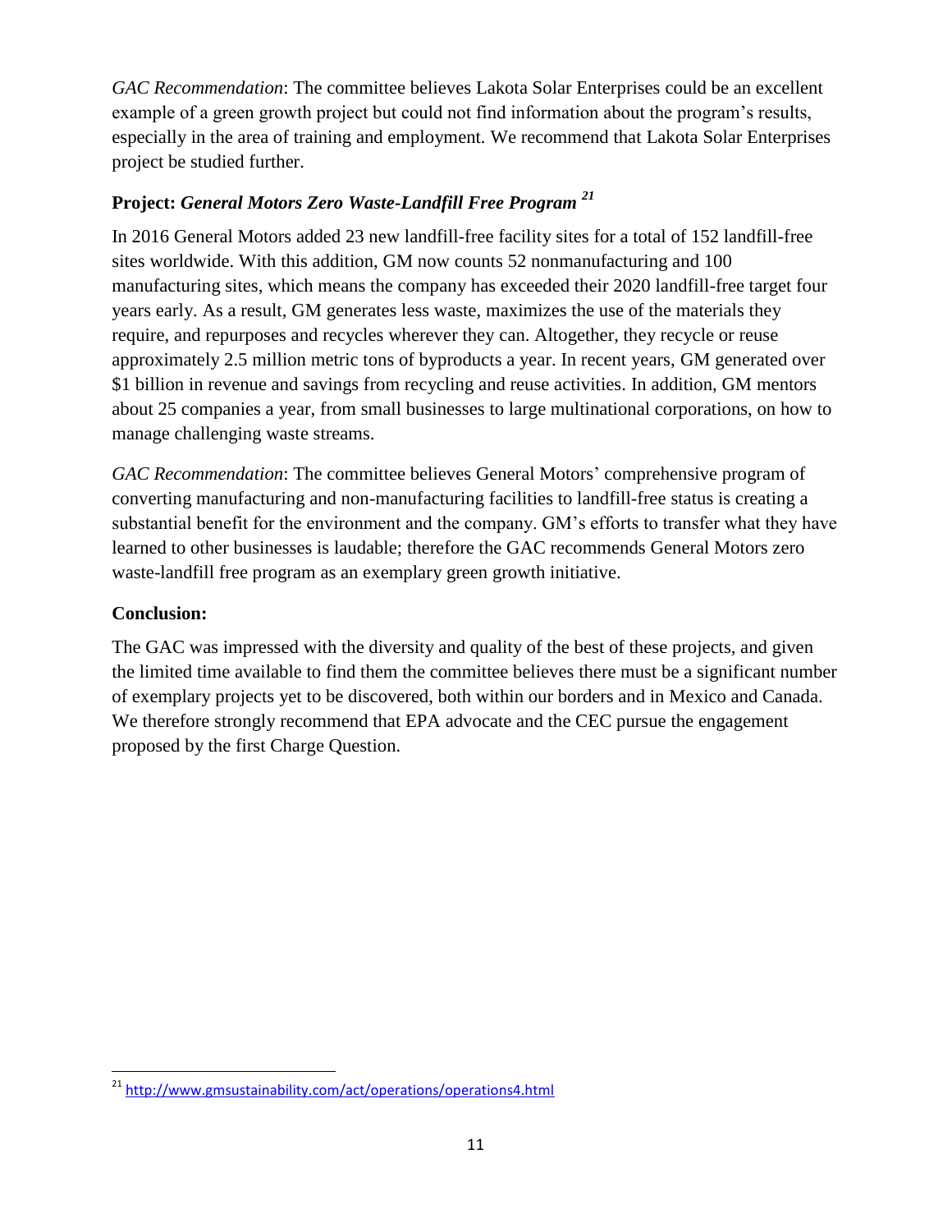*GAC Recommendation*: The committee believes Lakota Solar Enterprises could be an excellent example of a green growth project but could not find information about the program's results, especially in the area of training and employment. We recommend that Lakota Solar Enterprises project be studied further.

### Project: *General Motors Zero Waste-Landfill Free Program* [21]

In 2016 General Motors added 23 new landfill-free facility sites for a total of 152 landfill-free sites worldwide. With this addition, GM now counts 52 nonmanufacturing and 100 manufacturing sites, which means the company has exceeded their 2020 landfill-free target four years early. As a result, GM generates less waste, maximizes the use of the materials they require, and repurposes and recycles wherever they can. Altogether, they recycle or reuse approximately 2.5 million metric tons of byproducts a year. In recent years, GM generated over $1 billion in revenue and savings from recycling and reuse activities. In addition, GM mentors about 25 companies a year, from small businesses to large multinational corporations, on how to manage challenging waste streams.

*GAC Recommendation*: The committee believes General Motors' comprehensive program of converting manufacturing and non-manufacturing facilities to landfill-free status is creating a substantial benefit for the environment and the company. GM's efforts to transfer what they have learned to other businesses is laudable; therefore the GAC recommends General Motors zero waste-landfill free program as an exemplary green growth initiative.

### Conclusion:

The GAC was impressed with the diversity and quality of the best of these projects, and given the limited time available to find them the committee believes there must be a significant number of exemplary projects yet to be discovered, both within our borders and in Mexico and Canada. We therefore strongly recommend that EPA advocate and the CEC pursue the engagement proposed by the first Charge Question.

---

[21] http://www.gmsustainability.com/act/operations/operations4.html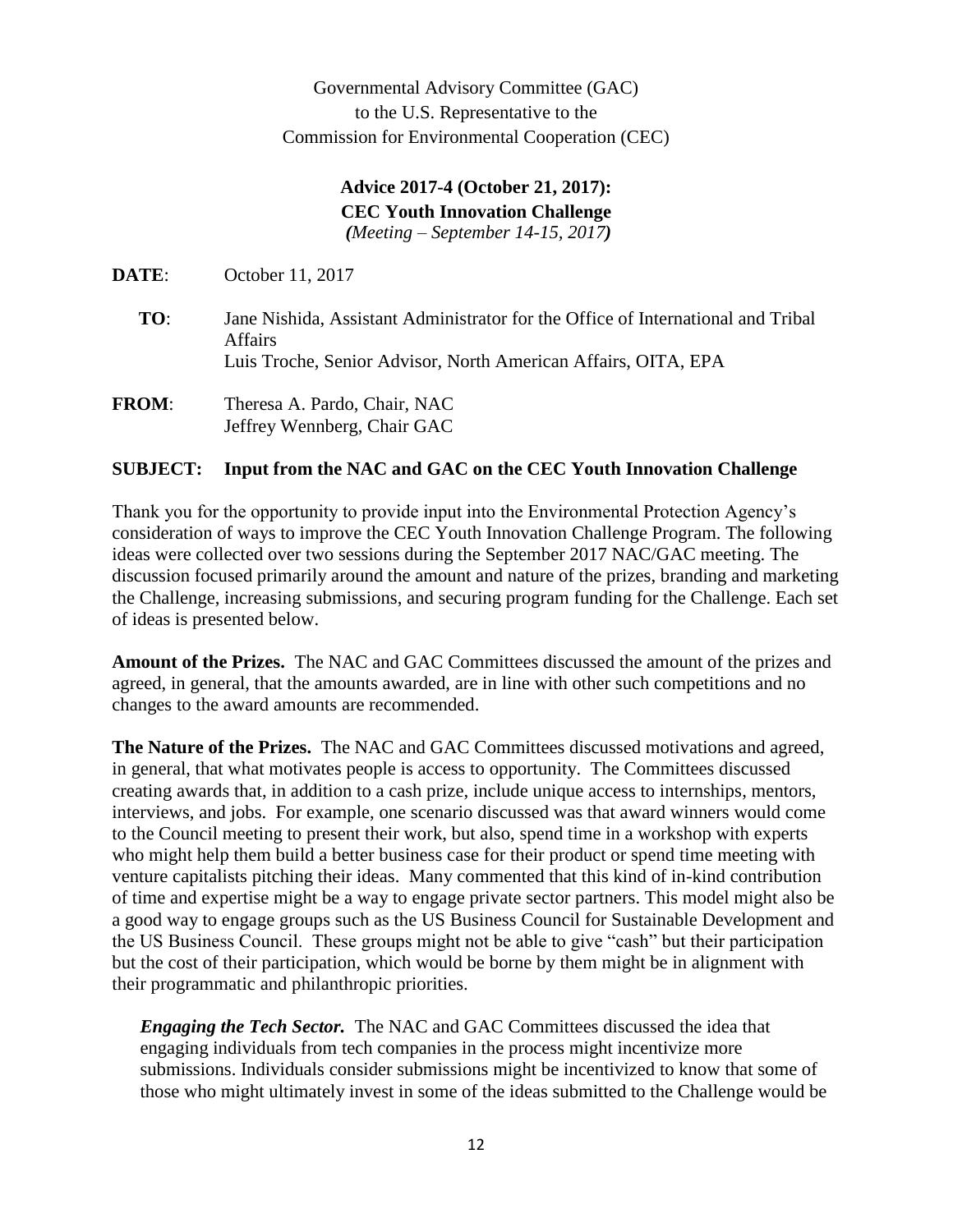Governmental Advisory Committee (GAC)
to the U.S. Representative to the
Commission for Environmental Cooperation (CEC)

**Advice 2017-4 (October 21, 2017):**
**CEC Youth Innovation Challenge**
***(****Meeting – September 14-15, 2017****)***

**DATE**: October 11, 2017

**TO**: Jane Nishida, Assistant Administrator for the Office of International and Tribal Affairs
Luis Troche, Senior Advisor, North American Affairs, OITA, EPA

**FROM**: Theresa A. Pardo, Chair, NAC
Jeffrey Wennberg, Chair GAC

**SUBJECT: Input from the NAC and GAC on the CEC Youth Innovation Challenge**

Thank you for the opportunity to provide input into the Environmental Protection Agency's consideration of ways to improve the CEC Youth Innovation Challenge Program. The following ideas were collected over two sessions during the September 2017 NAC/GAC meeting. The discussion focused primarily around the amount and nature of the prizes, branding and marketing the Challenge, increasing submissions, and securing program funding for the Challenge. Each set of ideas is presented below.

**Amount of the Prizes.** The NAC and GAC Committees discussed the amount of the prizes and agreed, in general, that the amounts awarded, are in line with other such competitions and no changes to the award amounts are recommended.

**The Nature of the Prizes.** The NAC and GAC Committees discussed motivations and agreed, in general, that what motivates people is access to opportunity. The Committees discussed creating awards that, in addition to a cash prize, include unique access to internships, mentors, interviews, and jobs. For example, one scenario discussed was that award winners would come to the Council meeting to present their work, but also, spend time in a workshop with experts who might help them build a better business case for their product or spend time meeting with venture capitalists pitching their ideas. Many commented that this kind of in-kind contribution of time and expertise might be a way to engage private sector partners. This model might also be a good way to engage groups such as the US Business Council for Sustainable Development and the US Business Council. These groups might not be able to give "cash" but their participation but the cost of their participation, which would be borne by them might be in alignment with their programmatic and philanthropic priorities.

***Engaging the Tech Sector.*** The NAC and GAC Committees discussed the idea that engaging individuals from tech companies in the process might incentivize more submissions. Individuals consider submissions might be incentivized to know that some of those who might ultimately invest in some of the ideas submitted to the Challenge would be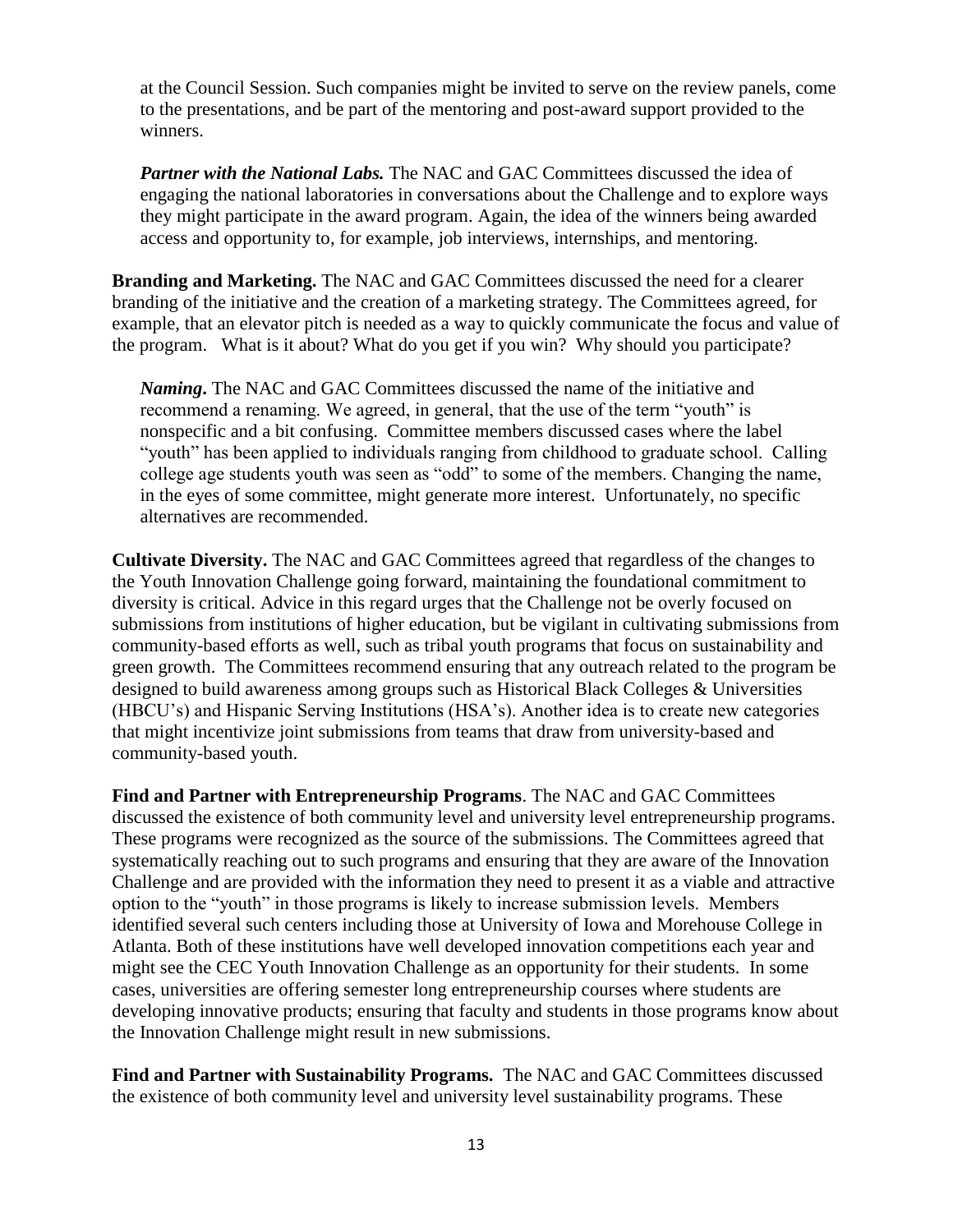at the Council Session. Such companies might be invited to serve on the review panels, come to the presentations, and be part of the mentoring and post-award support provided to the winners.

***Partner with the National Labs.*** The NAC and GAC Committees discussed the idea of engaging the national laboratories in conversations about the Challenge and to explore ways they might participate in the award program. Again, the idea of the winners being awarded access and opportunity to, for example, job interviews, internships, and mentoring.

**Branding and Marketing.** The NAC and GAC Committees discussed the need for a clearer branding of the initiative and the creation of a marketing strategy. The Committees agreed, for example, that an elevator pitch is needed as a way to quickly communicate the focus and value of the program. What is it about? What do you get if you win? Why should you participate?

***Naming.*** The NAC and GAC Committees discussed the name of the initiative and recommend a renaming. We agreed, in general, that the use of the term "youth" is nonspecific and a bit confusing. Committee members discussed cases where the label "youth" has been applied to individuals ranging from childhood to graduate school. Calling college age students youth was seen as "odd" to some of the members. Changing the name, in the eyes of some committee, might generate more interest. Unfortunately, no specific alternatives are recommended.

**Cultivate Diversity.** The NAC and GAC Committees agreed that regardless of the changes to the Youth Innovation Challenge going forward, maintaining the foundational commitment to diversity is critical. Advice in this regard urges that the Challenge not be overly focused on submissions from institutions of higher education, but be vigilant in cultivating submissions from community-based efforts as well, such as tribal youth programs that focus on sustainability and green growth. The Committees recommend ensuring that any outreach related to the program be designed to build awareness among groups such as Historical Black Colleges & Universities (HBCU's) and Hispanic Serving Institutions (HSA's). Another idea is to create new categories that might incentivize joint submissions from teams that draw from university-based and community-based youth.

**Find and Partner with Entrepreneurship Programs**. The NAC and GAC Committees discussed the existence of both community level and university level entrepreneurship programs. These programs were recognized as the source of the submissions. The Committees agreed that systematically reaching out to such programs and ensuring that they are aware of the Innovation Challenge and are provided with the information they need to present it as a viable and attractive option to the "youth" in those programs is likely to increase submission levels. Members identified several such centers including those at University of Iowa and Morehouse College in Atlanta. Both of these institutions have well developed innovation competitions each year and might see the CEC Youth Innovation Challenge as an opportunity for their students. In some cases, universities are offering semester long entrepreneurship courses where students are developing innovative products; ensuring that faculty and students in those programs know about the Innovation Challenge might result in new submissions.

**Find and Partner with Sustainability Programs.** The NAC and GAC Committees discussed the existence of both community level and university level sustainability programs. These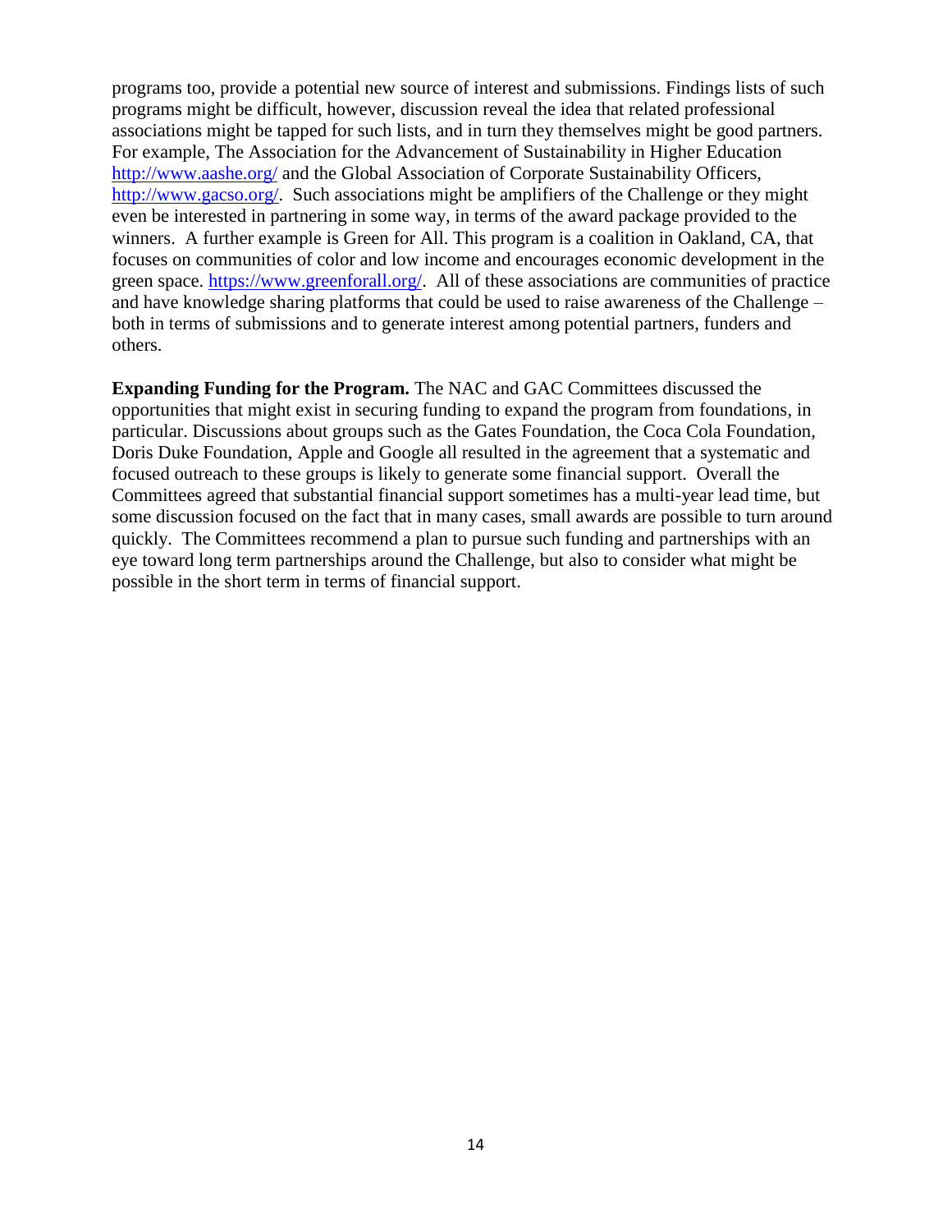programs too, provide a potential new source of interest and submissions. Findings lists of such programs might be difficult, however, discussion reveal the idea that related professional associations might be tapped for such lists, and in turn they themselves might be good partners. For example, The Association for the Advancement of Sustainability in Higher Education http://www.aashe.org/ and the Global Association of Corporate Sustainability Officers, http://www.gacso.org/. Such associations might be amplifiers of the Challenge or they might even be interested in partnering in some way, in terms of the award package provided to the winners. A further example is Green for All. This program is a coalition in Oakland, CA, that focuses on communities of color and low income and encourages economic development in the green space. https://www.greenforall.org/. All of these associations are communities of practice and have knowledge sharing platforms that could be used to raise awareness of the Challenge – both in terms of submissions and to generate interest among potential partners, funders and others.

**Expanding Funding for the Program.** The NAC and GAC Committees discussed the opportunities that might exist in securing funding to expand the program from foundations, in particular. Discussions about groups such as the Gates Foundation, the Coca Cola Foundation, Doris Duke Foundation, Apple and Google all resulted in the agreement that a systematic and focused outreach to these groups is likely to generate some financial support. Overall the Committees agreed that substantial financial support sometimes has a multi-year lead time, but some discussion focused on the fact that in many cases, small awards are possible to turn around quickly. The Committees recommend a plan to pursue such funding and partnerships with an eye toward long term partnerships around the Challenge, but also to consider what might be possible in the short term in terms of financial support.